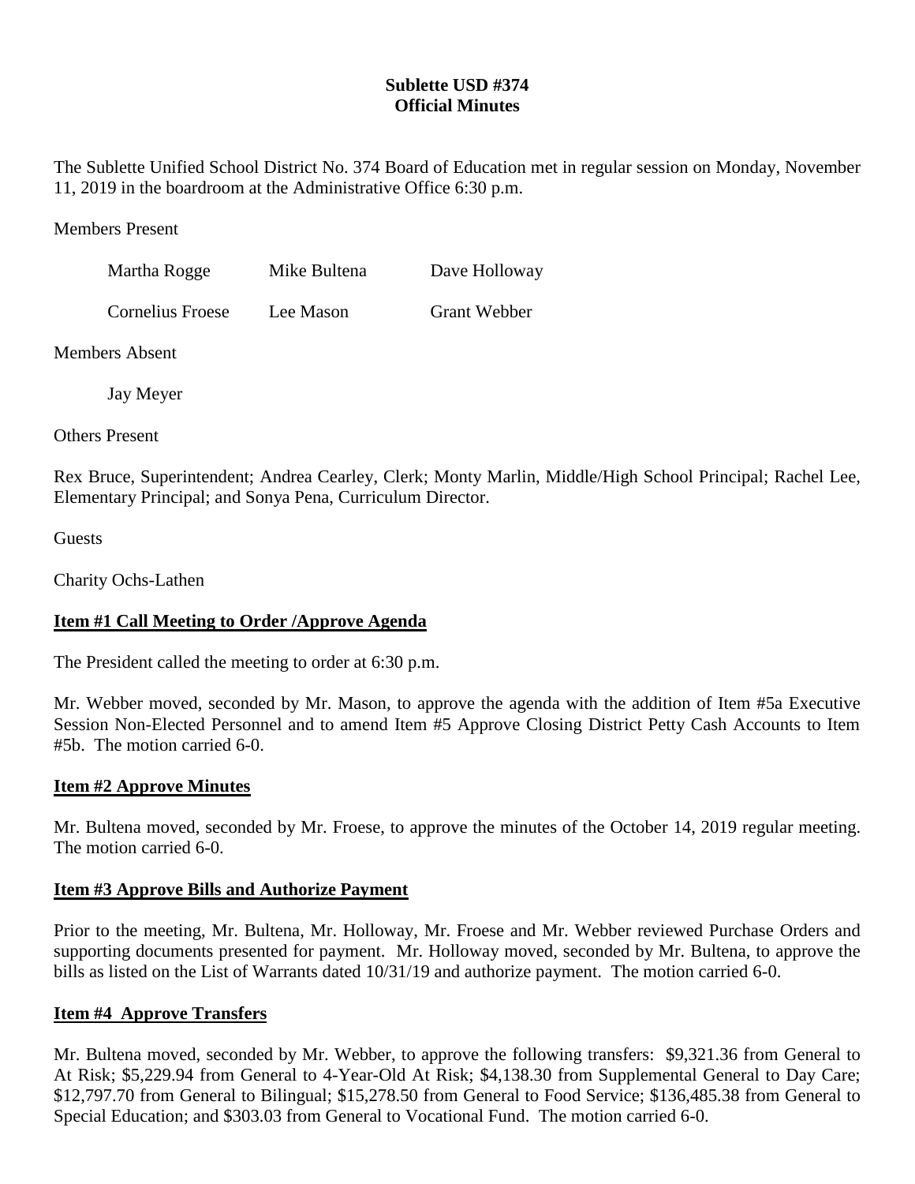**Sublette USD #374**
**Official Minutes**

The Sublette Unified School District No. 374 Board of Education met in regular session on Monday, November 11, 2019 in the boardroom at the Administrative Office 6:30 p.m.

Members Present

| | | |
|---|---|---|
| Martha Rogge | Mike Bultena | Dave Holloway |
| Cornelius Froese | Lee Mason | Grant Webber |

Members Absent

Jay Meyer

Others Present

Rex Bruce, Superintendent; Andrea Cearley, Clerk; Monty Marlin, Middle/High School Principal; Rachel Lee, Elementary Principal; and Sonya Pena, Curriculum Director.

Guests

Charity Ochs-Lathen

**Item #1 Call Meeting to Order /Approve Agenda**

The President called the meeting to order at 6:30 p.m.

Mr. Webber moved, seconded by Mr. Mason, to approve the agenda with the addition of Item #5a Executive Session Non-Elected Personnel and to amend Item #5 Approve Closing District Petty Cash Accounts to Item #5b. The motion carried 6-0.

**Item #2 Approve Minutes**

Mr. Bultena moved, seconded by Mr. Froese, to approve the minutes of the October 14, 2019 regular meeting. The motion carried 6-0.

**Item #3 Approve Bills and Authorize Payment**

Prior to the meeting, Mr. Bultena, Mr. Holloway, Mr. Froese and Mr. Webber reviewed Purchase Orders and supporting documents presented for payment. Mr. Holloway moved, seconded by Mr. Bultena, to approve the bills as listed on the List of Warrants dated 10/31/19 and authorize payment. The motion carried 6-0.

**Item #4 Approve Transfers**

Mr. Bultena moved, seconded by Mr. Webber, to approve the following transfers: $9,321.36 from General to At Risk; $5,229.94 from General to 4-Year-Old At Risk; $4,138.30 from Supplemental General to Day Care; $12,797.70 from General to Bilingual; $15,278.50 from General to Food Service; $136,485.38 from General to Special Education; and $303.03 from General to Vocational Fund. The motion carried 6-0.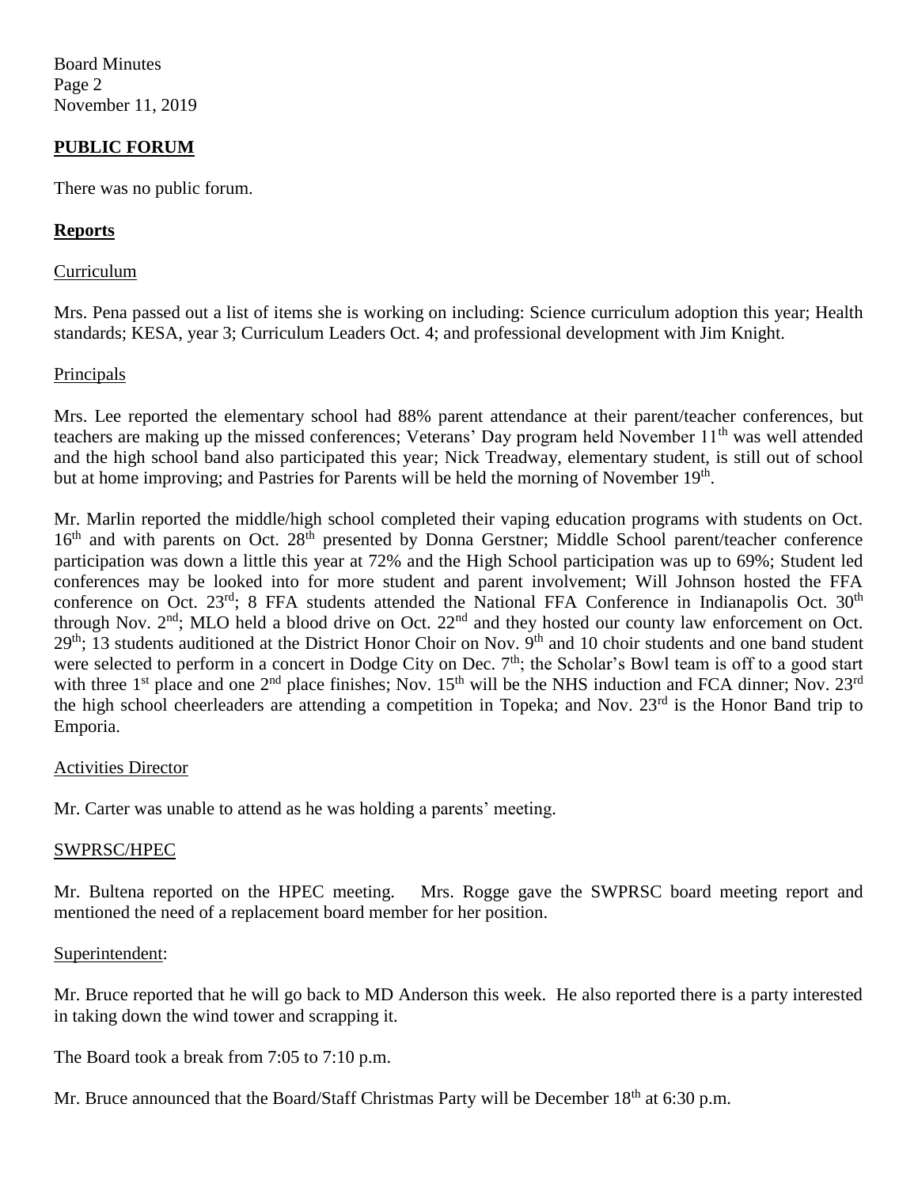## PUBLIC FORUM

There was no public forum.

## Reports

### Curriculum

Mrs. Pena passed out a list of items she is working on including: Science curriculum adoption this year; Health standards; KESA, year 3; Curriculum Leaders Oct. 4; and professional development with Jim Knight.

### Principals

Mrs. Lee reported the elementary school had 88% parent attendance at their parent/teacher conferences, but teachers are making up the missed conferences; Veterans' Day program held November 11th was well attended and the high school band also participated this year; Nick Treadway, elementary student, is still out of school but at home improving; and Pastries for Parents will be held the morning of November 19th.

Mr. Marlin reported the middle/high school completed their vaping education programs with students on Oct. 16th and with parents on Oct. 28th presented by Donna Gerstner; Middle School parent/teacher conference participation was down a little this year at 72% and the High School participation was up to 69%; Student led conferences may be looked into for more student and parent involvement; Will Johnson hosted the FFA conference on Oct. 23rd; 8 FFA students attended the National FFA Conference in Indianapolis Oct. 30th through Nov. 2nd; MLO held a blood drive on Oct. 22nd and they hosted our county law enforcement on Oct. 29th; 13 students auditioned at the District Honor Choir on Nov. 9th and 10 choir students and one band student were selected to perform in a concert in Dodge City on Dec. 7th; the Scholar's Bowl team is off to a good start with three 1st place and one 2nd place finishes; Nov. 15th will be the NHS induction and FCA dinner; Nov. 23rd the high school cheerleaders are attending a competition in Topeka; and Nov. 23rd is the Honor Band trip to Emporia.

### Activities Director

Mr. Carter was unable to attend as he was holding a parents' meeting.

### SWPRSC/HPEC

Mr. Bultena reported on the HPEC meeting. Mrs. Rogge gave the SWPRSC board meeting report and mentioned the need of a replacement board member for her position.

### Superintendent:

Mr. Bruce reported that he will go back to MD Anderson this week. He also reported there is a party interested in taking down the wind tower and scrapping it.

The Board took a break from 7:05 to 7:10 p.m.

Mr. Bruce announced that the Board/Staff Christmas Party will be December 18th at 6:30 p.m.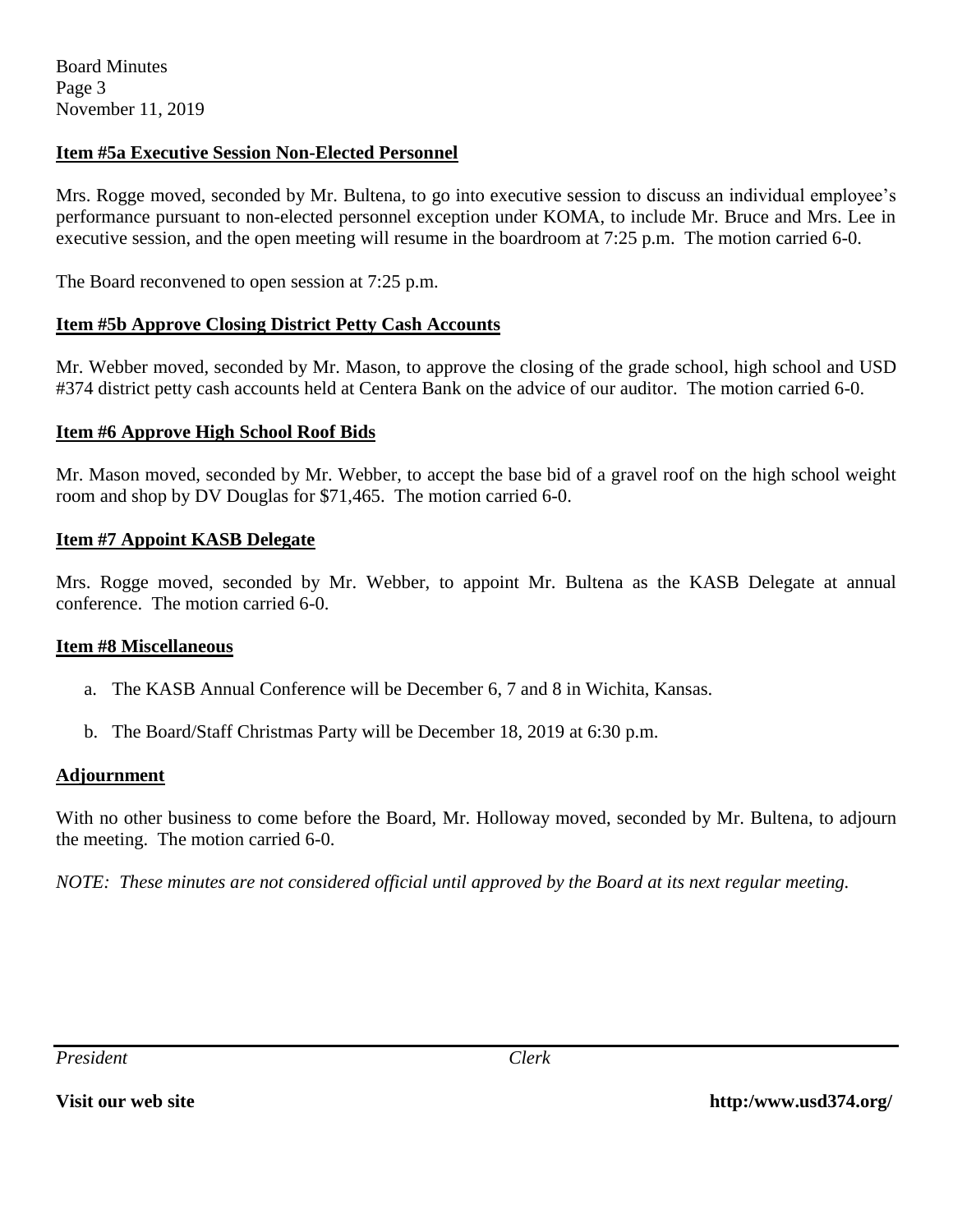**Item #5a Executive Session Non-Elected Personnel**

Mrs. Rogge moved, seconded by Mr. Bultena, to go into executive session to discuss an individual employee's performance pursuant to non-elected personnel exception under KOMA, to include Mr. Bruce and Mrs. Lee in executive session, and the open meeting will resume in the boardroom at 7:25 p.m. The motion carried 6-0.

The Board reconvened to open session at 7:25 p.m.

**Item #5b Approve Closing District Petty Cash Accounts**

Mr. Webber moved, seconded by Mr. Mason, to approve the closing of the grade school, high school and USD #374 district petty cash accounts held at Centera Bank on the advice of our auditor. The motion carried 6-0.

**Item #6 Approve High School Roof Bids**

Mr. Mason moved, seconded by Mr. Webber, to accept the base bid of a gravel roof on the high school weight room and shop by DV Douglas for $71,465. The motion carried 6-0.

**Item #7 Appoint KASB Delegate**

Mrs. Rogge moved, seconded by Mr. Webber, to appoint Mr. Bultena as the KASB Delegate at annual conference. The motion carried 6-0.

**Item #8 Miscellaneous**

a. The KASB Annual Conference will be December 6, 7 and 8 in Wichita, Kansas.

b. The Board/Staff Christmas Party will be December 18, 2019 at 6:30 p.m.

**Adjournment**

With no other business to come before the Board, Mr. Holloway moved, seconded by Mr. Bultena, to adjourn the meeting. The motion carried 6-0.

*NOTE: These minutes are not considered official until approved by the Board at its next regular meeting.*

*President* *Clerk*

**Visit our web site** **http:/www.usd374.org/**